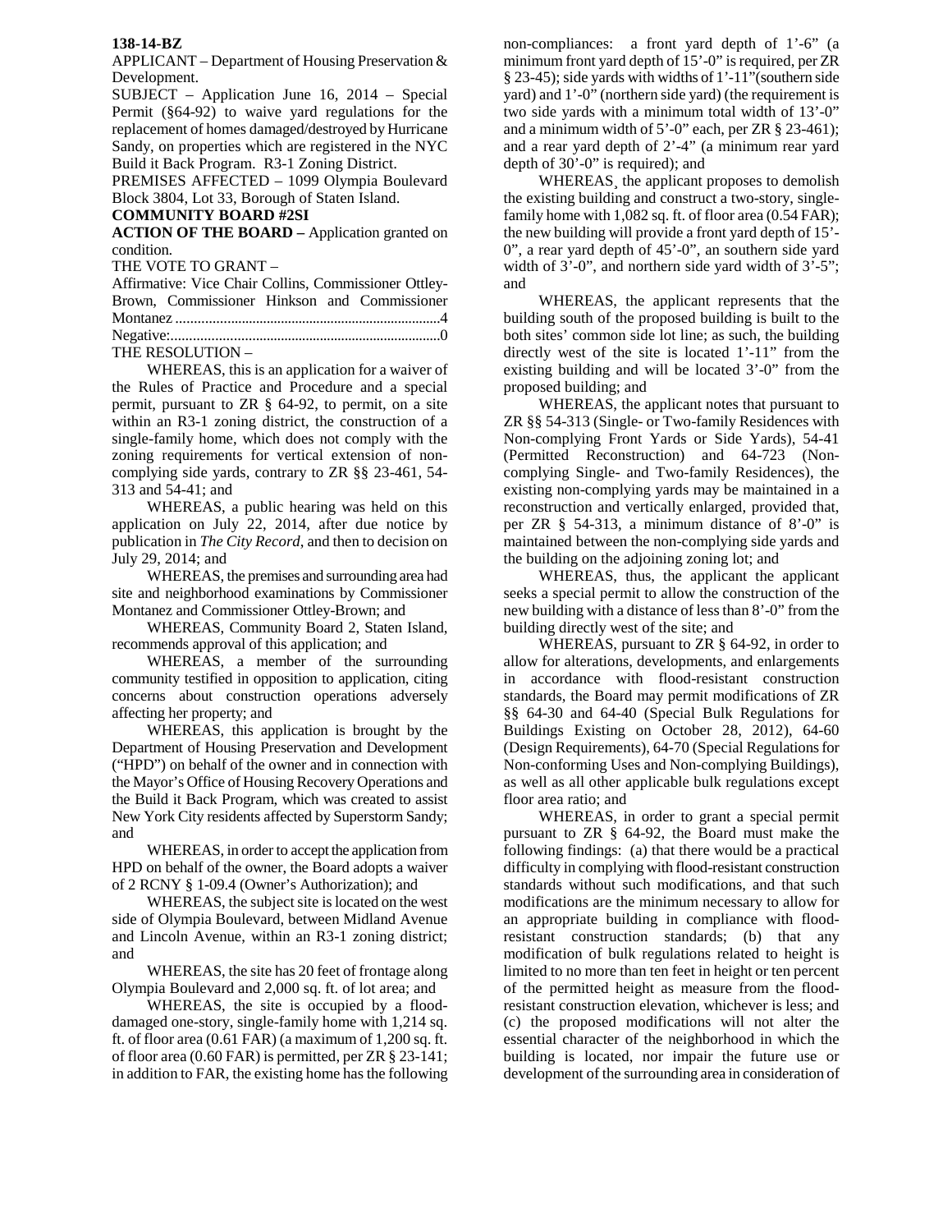**138-14-BZ**

APPLICANT – Department of Housing Preservation & Development.

SUBJECT – Application June 16, 2014 – Special Permit (§64-92) to waive yard regulations for the replacement of homes damaged/destroyed by Hurricane Sandy, on properties which are registered in the NYC Build it Back Program. R3-1 Zoning District.

PREMISES AFFECTED – 1099 Olympia Boulevard Block 3804, Lot 33, Borough of Staten Island.

**COMMUNITY BOARD #2SI**

**ACTION OF THE BOARD –** Application granted on condition.

THE VOTE TO GRANT –

Affirmative: Vice Chair Collins, Commissioner Ottley-Brown, Commissioner Hinkson and Commissioner Montanez ........................................................................4

Negative:..........................................................................0

THE RESOLUTION –

WHEREAS, this is an application for a waiver of the Rules of Practice and Procedure and a special permit, pursuant to ZR § 64-92, to permit, on a site within an R3-1 zoning district, the construction of a single-family home, which does not comply with the zoning requirements for vertical extension of non-complying side yards, contrary to ZR §§ 23-461, 54-313 and 54-41; and

WHEREAS, a public hearing was held on this application on July 22, 2014, after due notice by publication in *The City Record*, and then to decision on July 29, 2014; and

WHEREAS, the premises and surrounding area had site and neighborhood examinations by Commissioner Montanez and Commissioner Ottley-Brown; and

WHEREAS, Community Board 2, Staten Island, recommends approval of this application; and

WHEREAS, a member of the surrounding community testified in opposition to application, citing concerns about construction operations adversely affecting her property; and

WHEREAS, this application is brought by the Department of Housing Preservation and Development ("HPD") on behalf of the owner and in connection with the Mayor's Office of Housing Recovery Operations and the Build it Back Program, which was created to assist New York City residents affected by Superstorm Sandy; and

WHEREAS, in order to accept the application from HPD on behalf of the owner, the Board adopts a waiver of 2 RCNY § 1-09.4 (Owner's Authorization); and

WHEREAS, the subject site is located on the west side of Olympia Boulevard, between Midland Avenue and Lincoln Avenue, within an R3-1 zoning district; and

WHEREAS, the site has 20 feet of frontage along Olympia Boulevard and 2,000 sq. ft. of lot area; and

WHEREAS, the site is occupied by a flood-damaged one-story, single-family home with 1,214 sq. ft. of floor area (0.61 FAR) (a maximum of 1,200 sq. ft. of floor area (0.60 FAR) is permitted, per ZR § 23-141; in addition to FAR, the existing home has the following non-compliances: a front yard depth of 1'-6" (a minimum front yard depth of 15'-0" is required, per ZR § 23-45); side yards with widths of 1'-11"(southern side yard) and 1'-0" (northern side yard) (the requirement is two side yards with a minimum total width of 13'-0" and a minimum width of 5'-0" each, per ZR § 23-461); and a rear yard depth of 2'-4" (a minimum rear yard depth of 30'-0" is required); and

WHEREAS¸ the applicant proposes to demolish the existing building and construct a two-story, single-family home with 1,082 sq. ft. of floor area (0.54 FAR); the new building will provide a front yard depth of 15'-0", a rear yard depth of 45'-0", an southern side yard width of 3'-0", and northern side yard width of 3'-5"; and

WHEREAS, the applicant represents that the building south of the proposed building is built to the both sites' common side lot line; as such, the building directly west of the site is located 1'-11" from the existing building and will be located 3'-0" from the proposed building; and

WHEREAS, the applicant notes that pursuant to ZR §§ 54-313 (Single- or Two-family Residences with Non-complying Front Yards or Side Yards), 54-41 (Permitted Reconstruction) and 64-723 (Non-complying Single- and Two-family Residences), the existing non-complying yards may be maintained in a reconstruction and vertically enlarged, provided that, per ZR § 54-313, a minimum distance of 8'-0" is maintained between the non-complying side yards and the building on the adjoining zoning lot; and

WHEREAS, thus, the applicant the applicant seeks a special permit to allow the construction of the new building with a distance of less than 8'-0" from the building directly west of the site; and

WHEREAS, pursuant to ZR § 64-92, in order to allow for alterations, developments, and enlargements in accordance with flood-resistant construction standards, the Board may permit modifications of ZR §§ 64-30 and 64-40 (Special Bulk Regulations for Buildings Existing on October 28, 2012), 64-60 (Design Requirements), 64-70 (Special Regulations for Non-conforming Uses and Non-complying Buildings), as well as all other applicable bulk regulations except floor area ratio; and

WHEREAS, in order to grant a special permit pursuant to ZR § 64-92, the Board must make the following findings: (a) that there would be a practical difficulty in complying with flood-resistant construction standards without such modifications, and that such modifications are the minimum necessary to allow for an appropriate building in compliance with flood-resistant construction standards; (b) that any modification of bulk regulations related to height is limited to no more than ten feet in height or ten percent of the permitted height as measure from the flood-resistant construction elevation, whichever is less; and (c) the proposed modifications will not alter the essential character of the neighborhood in which the building is located, nor impair the future use or development of the surrounding area in consideration of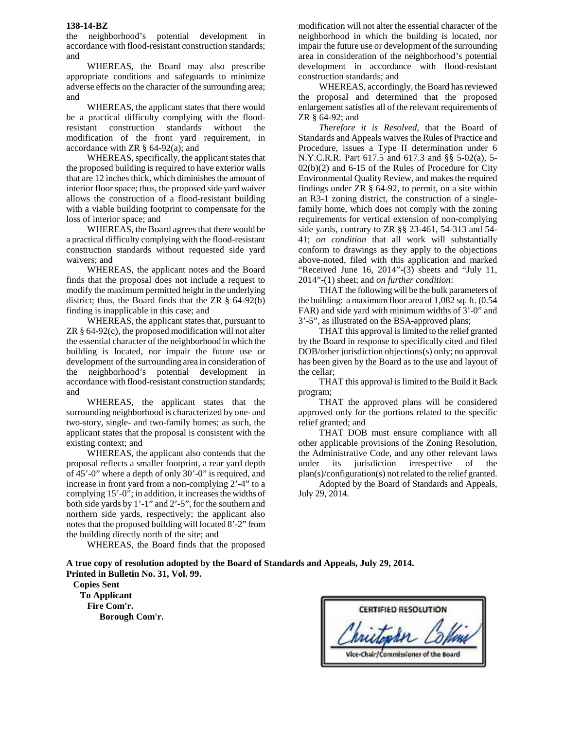**138-14-BZ**

the neighborhood's potential development in accordance with flood-resistant construction standards; and

WHEREAS, the Board may also prescribe appropriate conditions and safeguards to minimize adverse effects on the character of the surrounding area; and

WHEREAS, the applicant states that there would be a practical difficulty complying with the flood-resistant construction standards without the modification of the front yard requirement, in accordance with ZR § 64-92(a); and

WHEREAS, specifically, the applicant states that the proposed building is required to have exterior walls that are 12 inches thick, which diminishes the amount of interior floor space; thus, the proposed side yard waiver allows the construction of a flood-resistant building with a viable building footprint to compensate for the loss of interior space; and

WHEREAS, the Board agrees that there would be a practical difficulty complying with the flood-resistant construction standards without requested side yard waivers; and

WHEREAS, the applicant notes and the Board finds that the proposal does not include a request to modify the maximum permitted height in the underlying district; thus, the Board finds that the ZR § 64-92(b) finding is inapplicable in this case; and

WHEREAS, the applicant states that, pursuant to ZR § 64-92(c), the proposed modification will not alter the essential character of the neighborhood in which the building is located, nor impair the future use or development of the surrounding area in consideration of the neighborhood's potential development in accordance with flood-resistant construction standards; and

WHEREAS, the applicant states that the surrounding neighborhood is characterized by one- and two-story, single- and two-family homes; as such, the applicant states that the proposal is consistent with the existing context; and

WHEREAS, the applicant also contends that the proposal reflects a smaller footprint, a rear yard depth of 45'-0" where a depth of only 30'-0" is required, and increase in front yard from a non-complying 2'-4" to a complying 15'-0"; in addition, it increases the widths of both side yards by 1'-1" and 2'-5", for the southern and northern side yards, respectively; the applicant also notes that the proposed building will located 8'-2" from the building directly north of the site; and

WHEREAS, the Board finds that the proposed modification will not alter the essential character of the neighborhood in which the building is located, nor impair the future use or development of the surrounding area in consideration of the neighborhood's potential development in accordance with flood-resistant construction standards; and

WHEREAS, accordingly, the Board has reviewed the proposal and determined that the proposed enlargement satisfies all of the relevant requirements of ZR § 64-92; and

*Therefore it is Resolved,* that the Board of Standards and Appeals waives the Rules of Practice and Procedure, issues a Type II determination under 6 N.Y.C.R.R. Part 617.5 and 617.3 and §§ 5-02(a), 5-02(b)(2) and 6-15 of the Rules of Procedure for City Environmental Quality Review, and makes the required findings under ZR § 64-92, to permit, on a site within an R3-1 zoning district, the construction of a single-family home, which does not comply with the zoning requirements for vertical extension of non-complying side yards, contrary to ZR §§ 23-461, 54-313 and 54-41; *on condition* that all work will substantially conform to drawings as they apply to the objections above-noted, filed with this application and marked "Received June 16, 2014"-(3) sheets and "July 11, 2014"-(1) sheet; and *on further condition*:

THAT the following will be the bulk parameters of the building: a maximum floor area of 1,082 sq. ft. (0.54 FAR) and side yard with minimum widths of 3'-0" and 3'-5", as illustrated on the BSA-approved plans;

THAT this approval is limited to the relief granted by the Board in response to specifically cited and filed DOB/other jurisdiction objections(s) only; no approval has been given by the Board as to the use and layout of the cellar;

THAT this approval is limited to the Build it Back program;

THAT the approved plans will be considered approved only for the portions related to the specific relief granted; and

THAT DOB must ensure compliance with all other applicable provisions of the Zoning Resolution, the Administrative Code, and any other relevant laws under its jurisdiction irrespective of the plan(s)/configuration(s) not related to the relief granted.

Adopted by the Board of Standards and Appeals, July 29, 2014.

**A true copy of resolution adopted by the Board of Standards and Appeals, July 29, 2014.**
**Printed in Bulletin No. 31, Vol. 99.**

**Copies Sent**
**To Applicant**
**Fire Com'r.**
**Borough Com'r.**

CERTIFIED RESOLUTION

Christopher Collins

Vice-Chair/Commissioner of the Board